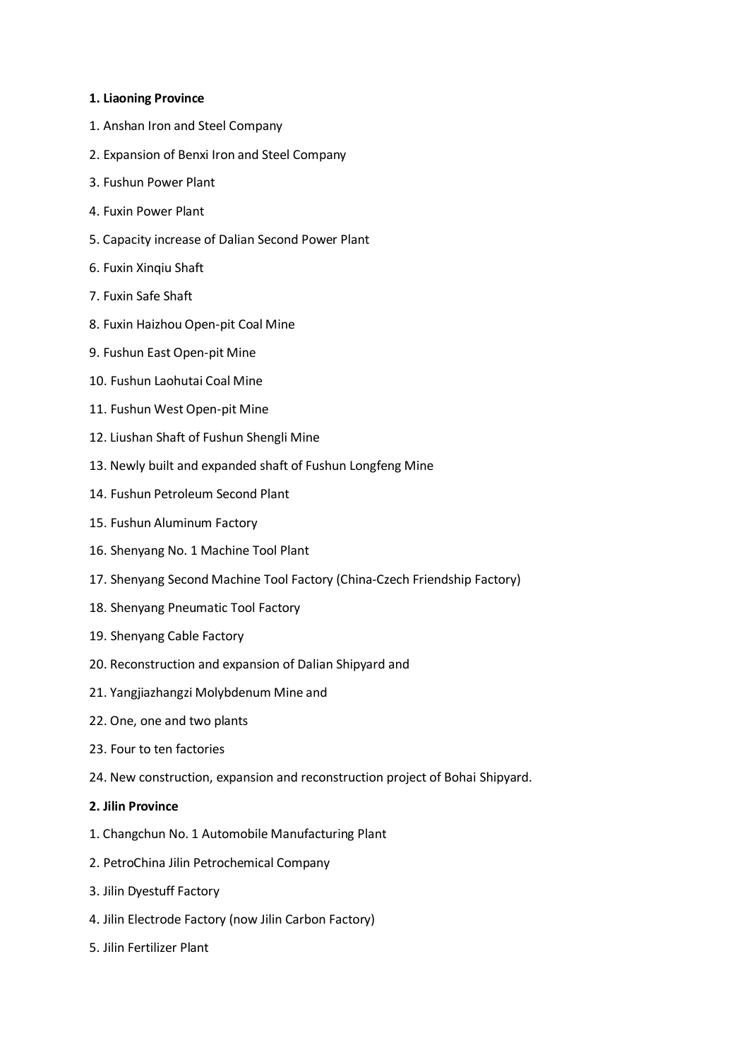**1. Liaoning Province**

1. Anshan Iron and Steel Company
2. Expansion of Benxi Iron and Steel Company
3. Fushun Power Plant
4. Fuxin Power Plant
5. Capacity increase of Dalian Second Power Plant
6. Fuxin Xinqiu Shaft
7. Fuxin Safe Shaft
8. Fuxin Haizhou Open-pit Coal Mine
9. Fushun East Open-pit Mine
10. Fushun Laohutai Coal Mine
11. Fushun West Open-pit Mine
12. Liushan Shaft of Fushun Shengli Mine
13. Newly built and expanded shaft of Fushun Longfeng Mine
14. Fushun Petroleum Second Plant
15. Fushun Aluminum Factory
16. Shenyang No. 1 Machine Tool Plant
17. Shenyang Second Machine Tool Factory (China-Czech Friendship Factory)
18. Shenyang Pneumatic Tool Factory
19. Shenyang Cable Factory
20. Reconstruction and expansion of Dalian Shipyard and
21. Yangjiazhangzi Molybdenum Mine and
22. One, one and two plants
23. Four to ten factories
24. New construction, expansion and reconstruction project of Bohai Shipyard.

**2. Jilin Province**

1. Changchun No. 1 Automobile Manufacturing Plant
2. PetroChina Jilin Petrochemical Company
3. Jilin Dyestuff Factory
4. Jilin Electrode Factory (now Jilin Carbon Factory)
5. Jilin Fertilizer Plant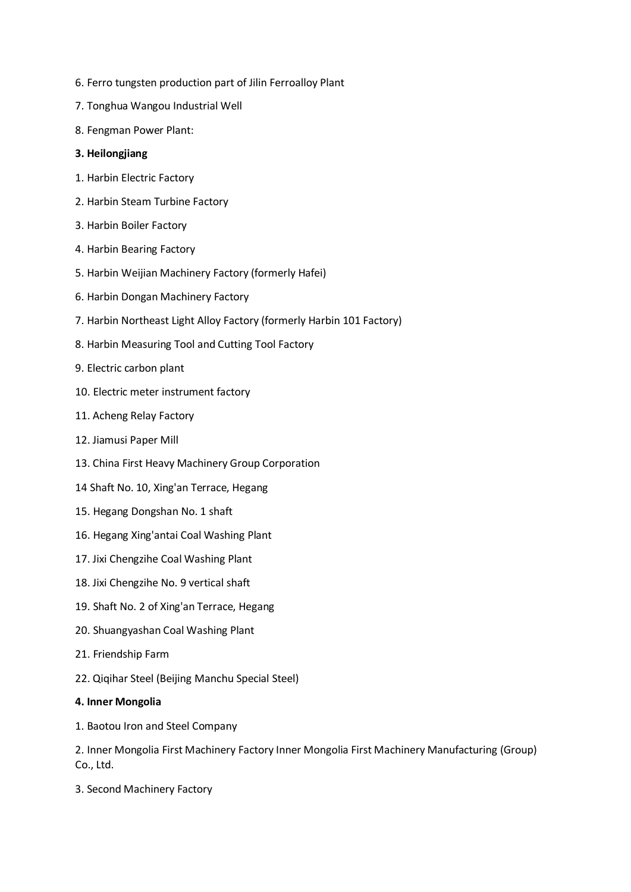6. Ferro tungsten production part of Jilin Ferroalloy Plant

7. Tonghua Wangou Industrial Well

8. Fengman Power Plant:

**3. Heilongjiang**

1. Harbin Electric Factory

2. Harbin Steam Turbine Factory

3. Harbin Boiler Factory

4. Harbin Bearing Factory

5. Harbin Weijian Machinery Factory (formerly Hafei)

6. Harbin Dongan Machinery Factory

7. Harbin Northeast Light Alloy Factory (formerly Harbin 101 Factory)

8. Harbin Measuring Tool and Cutting Tool Factory

9. Electric carbon plant

10. Electric meter instrument factory

11. Acheng Relay Factory

12. Jiamusi Paper Mill

13. China First Heavy Machinery Group Corporation

14 Shaft No. 10, Xing'an Terrace, Hegang

15. Hegang Dongshan No. 1 shaft

16. Hegang Xing'antai Coal Washing Plant

17. Jixi Chengzihe Coal Washing Plant

18. Jixi Chengzihe No. 9 vertical shaft

19. Shaft No. 2 of Xing'an Terrace, Hegang

20. Shuangyashan Coal Washing Plant

21. Friendship Farm

22. Qiqihar Steel (Beijing Manchu Special Steel)

**4. Inner Mongolia**

1. Baotou Iron and Steel Company

2. Inner Mongolia First Machinery Factory Inner Mongolia First Machinery Manufacturing (Group) Co., Ltd.

3. Second Machinery Factory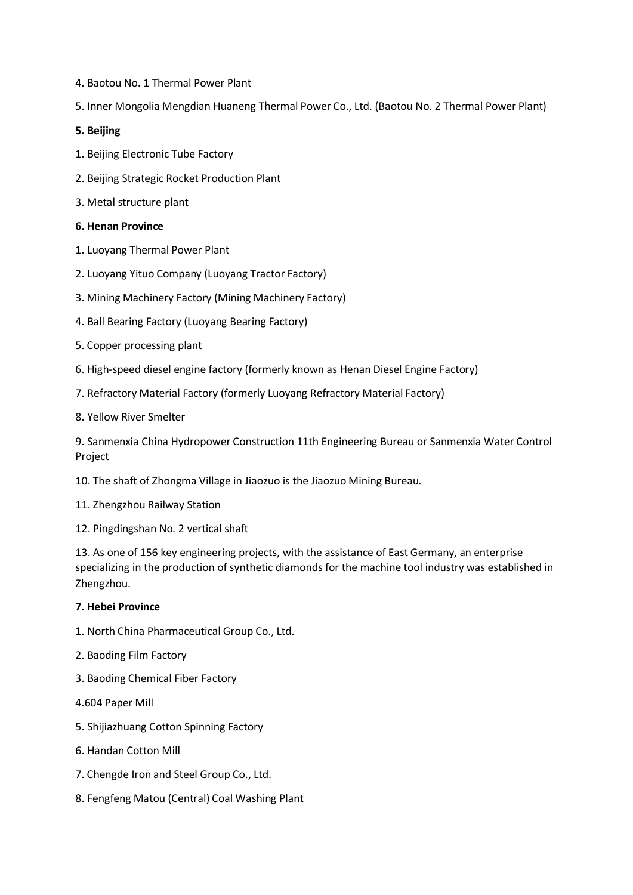4. Baotou No. 1 Thermal Power Plant

5. Inner Mongolia Mengdian Huaneng Thermal Power Co., Ltd. (Baotou No. 2 Thermal Power Plant)

**5. Beijing**

1. Beijing Electronic Tube Factory

2. Beijing Strategic Rocket Production Plant

3. Metal structure plant

**6. Henan Province**

1. Luoyang Thermal Power Plant

2. Luoyang Yituo Company (Luoyang Tractor Factory)

3. Mining Machinery Factory (Mining Machinery Factory)

4. Ball Bearing Factory (Luoyang Bearing Factory)

5. Copper processing plant

6. High-speed diesel engine factory (formerly known as Henan Diesel Engine Factory)

7. Refractory Material Factory (formerly Luoyang Refractory Material Factory)

8. Yellow River Smelter

9. Sanmenxia China Hydropower Construction 11th Engineering Bureau or Sanmenxia Water Control Project

10. The shaft of Zhongma Village in Jiaozuo is the Jiaozuo Mining Bureau.

11. Zhengzhou Railway Station

12. Pingdingshan No. 2 vertical shaft

13. As one of 156 key engineering projects, with the assistance of East Germany, an enterprise specializing in the production of synthetic diamonds for the machine tool industry was established in Zhengzhou.

**7. Hebei Province**

1. North China Pharmaceutical Group Co., Ltd.

2. Baoding Film Factory

3. Baoding Chemical Fiber Factory

4.604 Paper Mill

5. Shijiazhuang Cotton Spinning Factory

6. Handan Cotton Mill

7. Chengde Iron and Steel Group Co., Ltd.

8. Fengfeng Matou (Central) Coal Washing Plant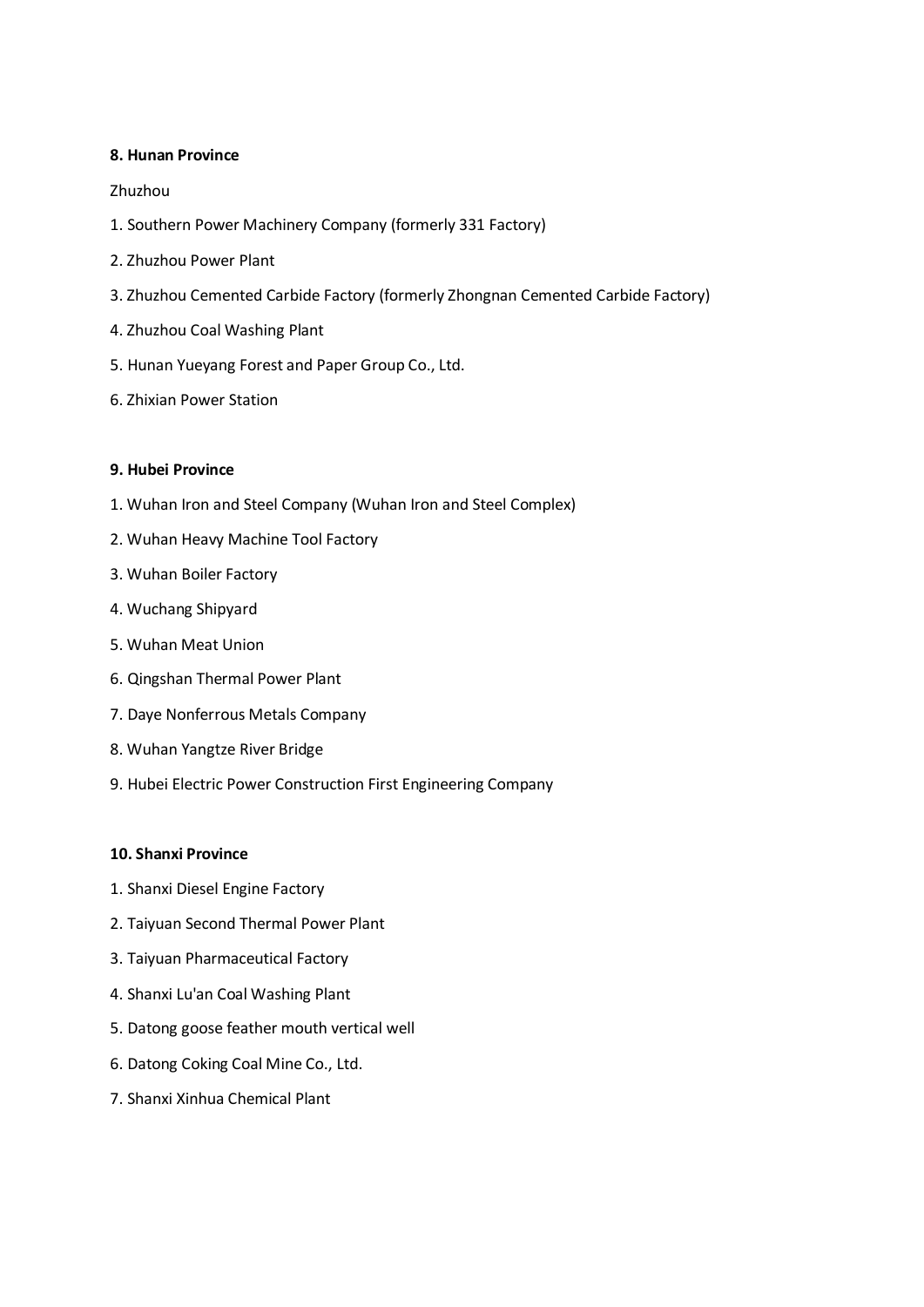**8. Hunan Province**

Zhuzhou

1. Southern Power Machinery Company (formerly 331 Factory)
2. Zhuzhou Power Plant
3. Zhuzhou Cemented Carbide Factory (formerly Zhongnan Cemented Carbide Factory)
4. Zhuzhou Coal Washing Plant
5. Hunan Yueyang Forest and Paper Group Co., Ltd.
6. Zhixian Power Station

**9. Hubei Province**

1. Wuhan Iron and Steel Company (Wuhan Iron and Steel Complex)
2. Wuhan Heavy Machine Tool Factory
3. Wuhan Boiler Factory
4. Wuchang Shipyard
5. Wuhan Meat Union
6. Qingshan Thermal Power Plant
7. Daye Nonferrous Metals Company
8. Wuhan Yangtze River Bridge
9. Hubei Electric Power Construction First Engineering Company

**10. Shanxi Province**

1. Shanxi Diesel Engine Factory
2. Taiyuan Second Thermal Power Plant
3. Taiyuan Pharmaceutical Factory
4. Shanxi Lu'an Coal Washing Plant
5. Datong goose feather mouth vertical well
6. Datong Coking Coal Mine Co., Ltd.
7. Shanxi Xinhua Chemical Plant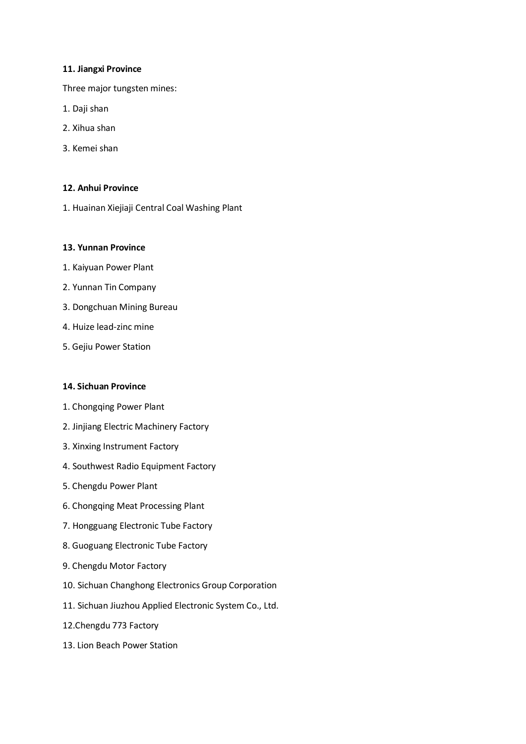**11. Jiangxi Province**

Three major tungsten mines:

1. Daji shan
2. Xihua shan
3. Kemei shan

**12. Anhui Province**

1. Huainan Xiejiaji Central Coal Washing Plant

**13. Yunnan Province**

1. Kaiyuan Power Plant
2. Yunnan Tin Company
3. Dongchuan Mining Bureau
4. Huize lead-zinc mine
5. Gejiu Power Station

**14. Sichuan Province**

1. Chongqing Power Plant
2. Jinjiang Electric Machinery Factory
3. Xinxing Instrument Factory
4. Southwest Radio Equipment Factory
5. Chengdu Power Plant
6. Chongqing Meat Processing Plant
7. Hongguang Electronic Tube Factory
8. Guoguang Electronic Tube Factory
9. Chengdu Motor Factory
10. Sichuan Changhong Electronics Group Corporation
11. Sichuan Jiuzhou Applied Electronic System Co., Ltd.
12. Chengdu 773 Factory
13. Lion Beach Power Station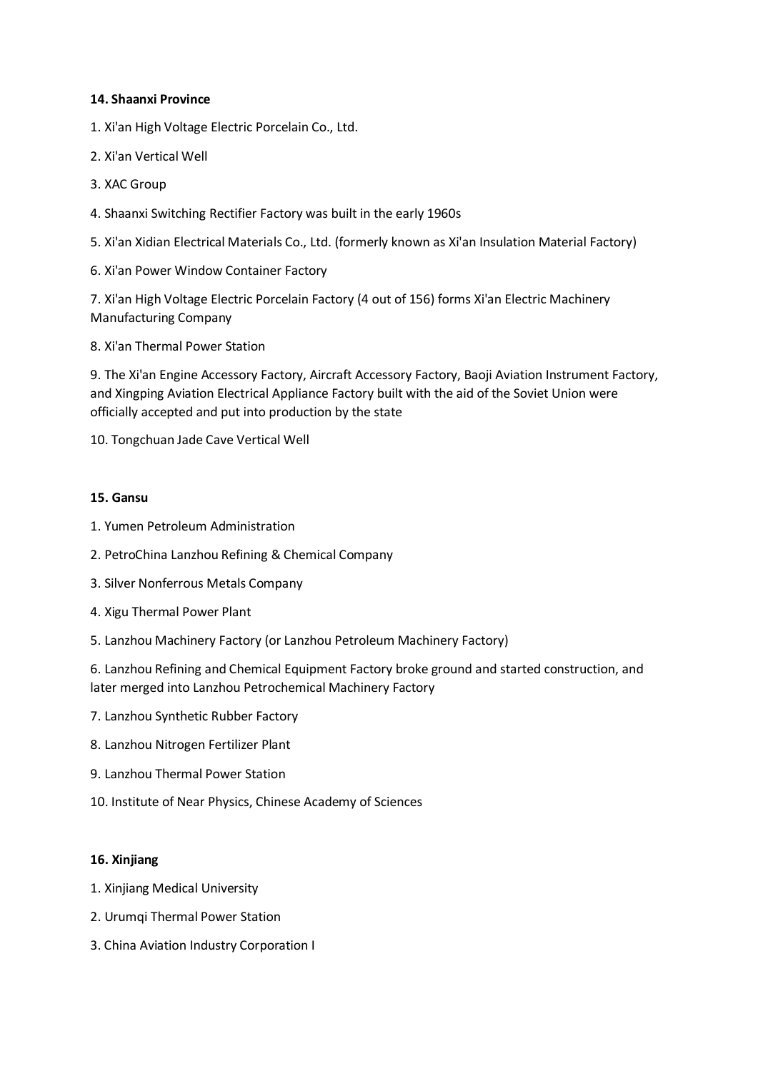**14. Shaanxi Province**

1. Xi'an High Voltage Electric Porcelain Co., Ltd.

2. Xi'an Vertical Well

3. XAC Group

4. Shaanxi Switching Rectifier Factory was built in the early 1960s

5. Xi'an Xidian Electrical Materials Co., Ltd. (formerly known as Xi'an Insulation Material Factory)

6. Xi'an Power Window Container Factory

7. Xi'an High Voltage Electric Porcelain Factory (4 out of 156) forms Xi'an Electric Machinery Manufacturing Company

8. Xi'an Thermal Power Station

9. The Xi'an Engine Accessory Factory, Aircraft Accessory Factory, Baoji Aviation Instrument Factory, and Xingping Aviation Electrical Appliance Factory built with the aid of the Soviet Union were officially accepted and put into production by the state

10. Tongchuan Jade Cave Vertical Well

**15. Gansu**

1. Yumen Petroleum Administration

2. PetroChina Lanzhou Refining & Chemical Company

3. Silver Nonferrous Metals Company

4. Xigu Thermal Power Plant

5. Lanzhou Machinery Factory (or Lanzhou Petroleum Machinery Factory)

6. Lanzhou Refining and Chemical Equipment Factory broke ground and started construction, and later merged into Lanzhou Petrochemical Machinery Factory

7. Lanzhou Synthetic Rubber Factory

8. Lanzhou Nitrogen Fertilizer Plant

9. Lanzhou Thermal Power Station

10. Institute of Near Physics, Chinese Academy of Sciences

**16. Xinjiang**

1. Xinjiang Medical University

2. Urumqi Thermal Power Station

3. China Aviation Industry Corporation I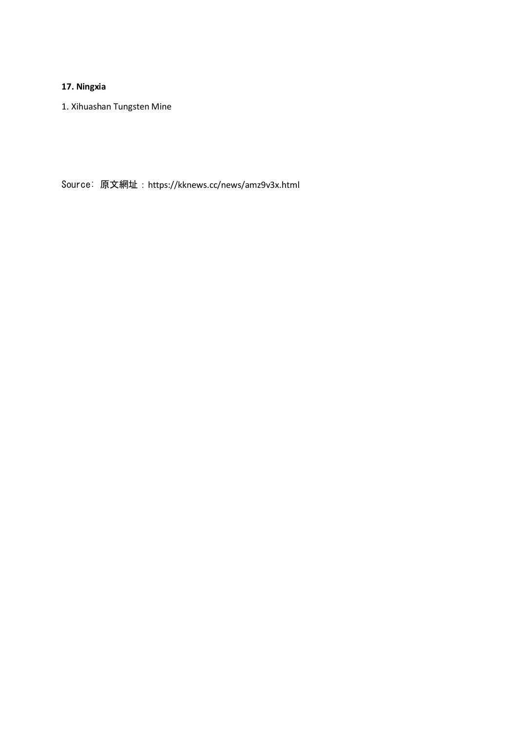**17. Ningxia**

1. Xihuashan Tungsten Mine

Source: 原文網址：https://kknews.cc/news/amz9v3x.html